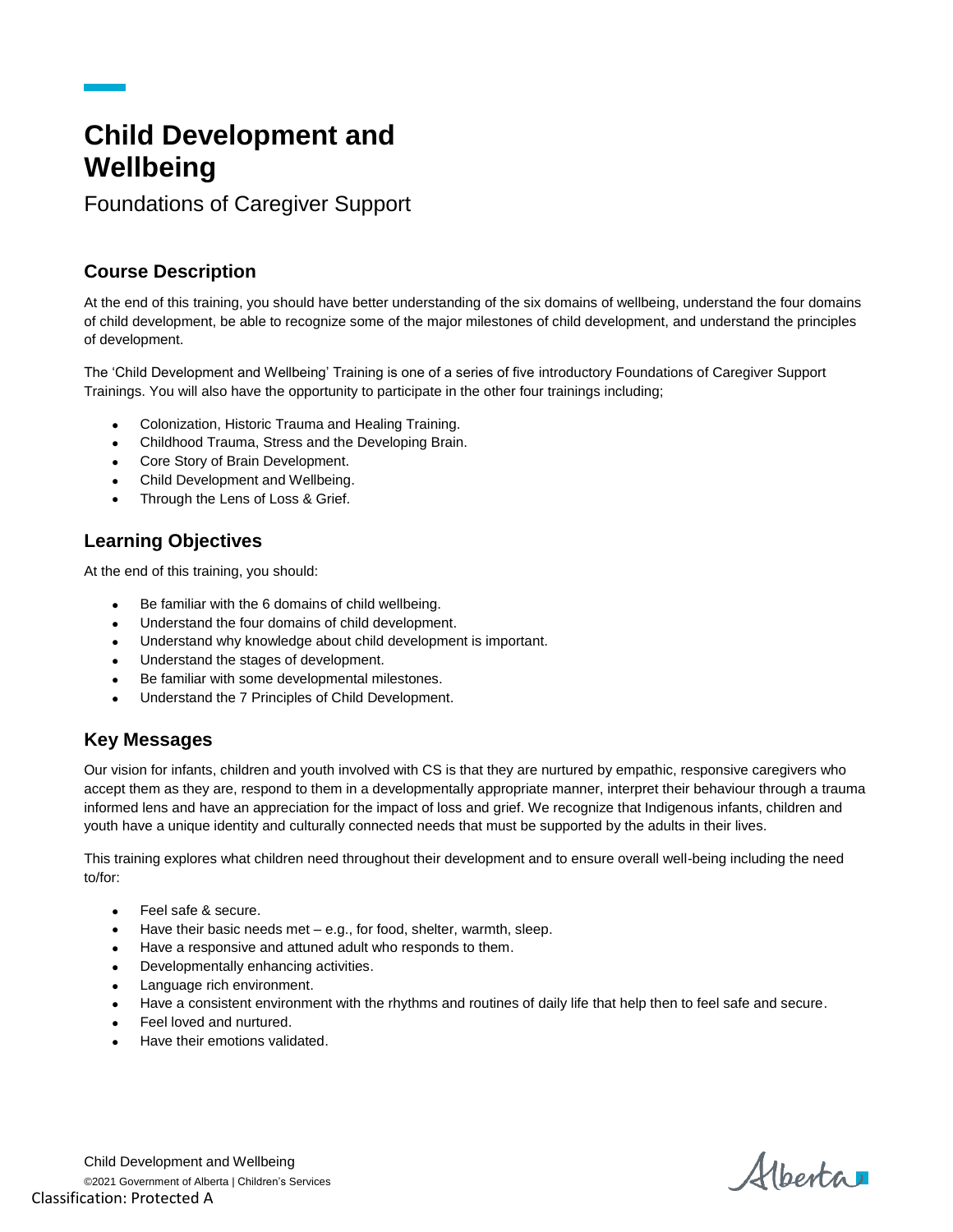# Child Development and Wellbeing

Foundations of Caregiver Support

## Course Description

At the end of this training, you should have better understanding of the six domains of wellbeing, understand the four domains of child development, be able to recognize some of the major milestones of child development, and understand the principles of development.

The 'Child Development and Wellbeing' Training is one of a series of five introductory Foundations of Caregiver Support Trainings. You will also have the opportunity to participate in the other four trainings including;

- Colonization, Historic Trauma and Healing Training.
- Childhood Trauma, Stress and the Developing Brain.
- Core Story of Brain Development.
- Child Development and Wellbeing.
- Through the Lens of Loss & Grief.

## Learning Objectives

At the end of this training, you should:

- Be familiar with the 6 domains of child wellbeing.
- Understand the four domains of child development.
- Understand why knowledge about child development is important.
- Understand the stages of development.
- Be familiar with some developmental milestones.
- Understand the 7 Principles of Child Development.

## Key Messages

Our vision for infants, children and youth involved with CS is that they are nurtured by empathic, responsive caregivers who accept them as they are, respond to them in a developmentally appropriate manner, interpret their behaviour through a trauma informed lens and have an appreciation for the impact of loss and grief. We recognize that Indigenous infants, children and youth have a unique identity and culturally connected needs that must be supported by the adults in their lives.

This training explores what children need throughout their development and to ensure overall well-being including the need to/for:

- Feel safe & secure.
- Have their basic needs met – e.g., for food, shelter, warmth, sleep.
- Have a responsive and attuned adult who responds to them.
- Developmentally enhancing activities.
- Language rich environment.
- Have a consistent environment with the rhythms and routines of daily life that help then to feel safe and secure.
- Feel loved and nurtured.
- Have their emotions validated.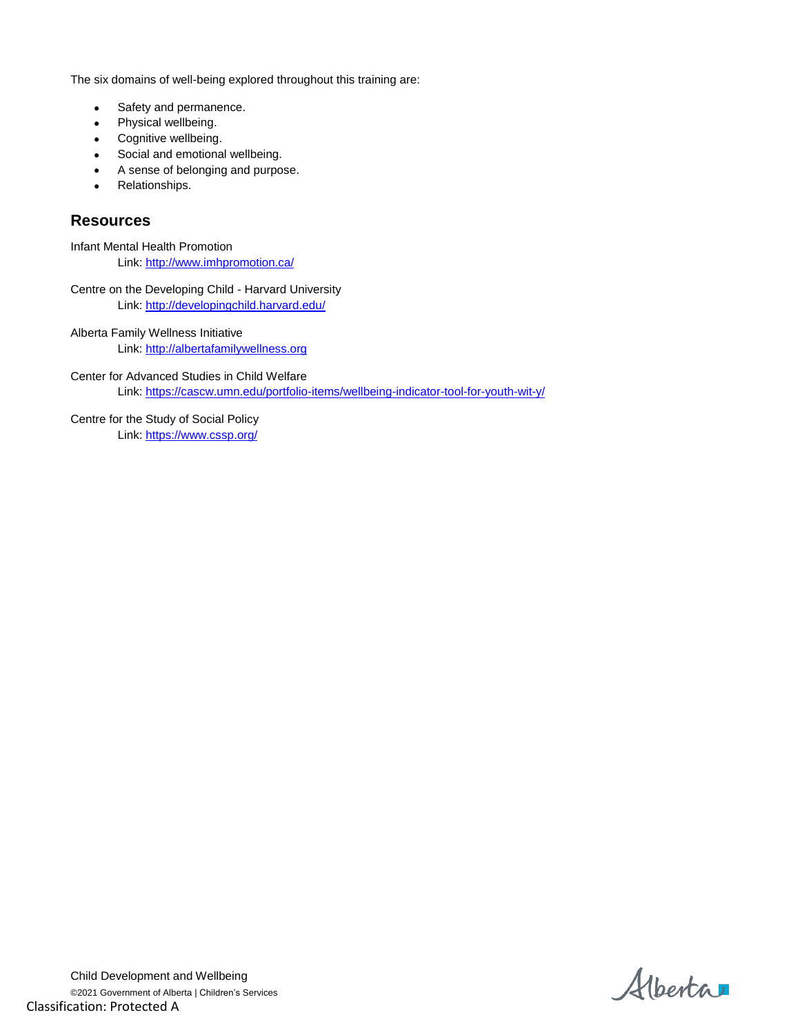The six domains of well-being explored throughout this training are:

- Safety and permanence.
- Physical wellbeing.
- Cognitive wellbeing.
- Social and emotional wellbeing.
- A sense of belonging and purpose.
- Relationships.

## Resources

Infant Mental Health Promotion
Link: http://www.imhpromotion.ca/

Centre on the Developing Child - Harvard University
Link: http://developingchild.harvard.edu/

Alberta Family Wellness Initiative
Link: http://albertafamilywellness.org

Center for Advanced Studies in Child Welfare
Link: https://cascw.umn.edu/portfolio-items/wellbeing-indicator-tool-for-youth-wit-y/

Centre for the Study of Social Policy
Link: https://www.cssp.org/